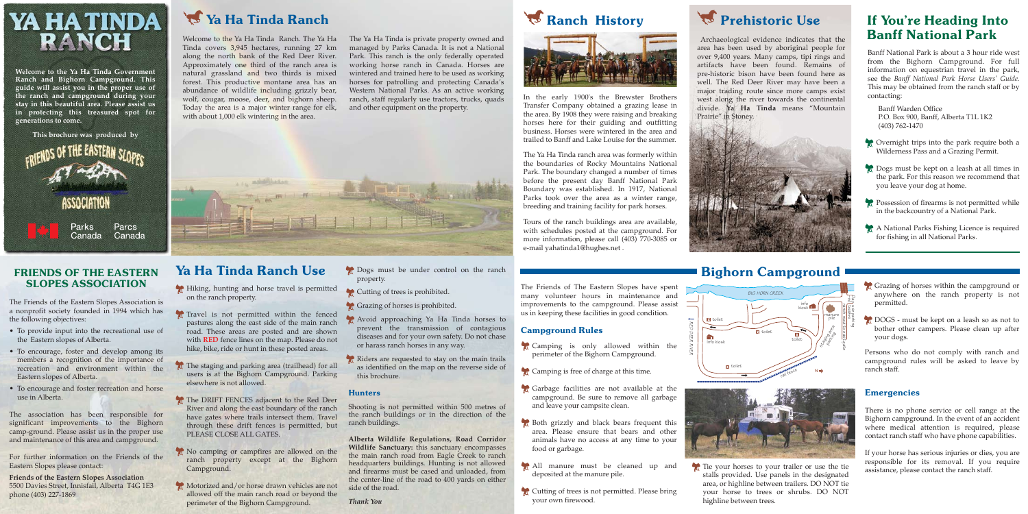# YA HA TINDA RANCH

**Welcome to the Ya Ha Tinda Government Ranch and Bighorn Campground. This guide will assist you in the proper use of the ranch and campground during your stay in this beautiful area. Please assist us in protecting this treasured spot for generations to come.**

**This brochure was produced by**

FRIENDS OF THE EASTERN SLOPES ASSOCIATION

Parks Canada / Parcs Canada

## FRIENDS OF THE EASTERN SLOPES ASSOCIATION

The Friends of the Eastern Slopes Association is a nonprofit society founded in 1994 which has the following objectives:

- To provide input into the recreational use of the Eastern slopes of Alberta.
- To encourage, foster and develop among its members a recognition of the importance of recreation and environment within the Eastern slopes of Alberta.
- To encourage and foster recreation and horse use in Alberta.

The association has been responsible for significant improvements to the Bighorn camp-ground. Please assist us in the proper use and maintenance of this area and campground.

For further information on the Friends of the Eastern Slopes please contact:

**Friends of the Eastern Slopes Association**
5500 Davies Street, Innisfail, Alberta T4G 1E3
phone (403) 227-1869

## Ya Ha Tinda Ranch

Welcome to the Ya Ha Tinda Ranch. The Ya Ha Tinda covers 3,945 hectares, running 27 km along the north bank of the Red Deer River. Approximately one third of the ranch area is natural grassland and two thirds is mixed forest. This productive montane area has an abundance of wildlife including grizzly bear, wolf, cougar, moose, deer, and bighorn sheep. Today the area is a major winter range for elk, with about 1,000 elk wintering in the area.

The Ya Ha Tinda is private property owned and managed by Parks Canada. It is not a National Park. This ranch is the only federally operated working horse ranch in Canada. Horses are wintered and trained here to be used as working horses for patrolling and protecting Canada's Western National Parks. As an active working ranch, staff regularly use tractors, trucks, quads and other equipment on the property.

## Ya Ha Tinda Ranch Use

- Hiking, hunting and horse travel is permitted on the ranch property.
- Travel is not permitted within the fenced pastures along the east side of the main ranch road. These areas are posted and are shown with **RED** fence lines on the map. Please do not hike, bike, ride or hunt in these posted areas.
- The staging and parking area (trailhead) for all users is at the Bighorn Campground. Parking elsewhere is not allowed.
- The DRIFT FENCES adjacent to the Red Deer River and along the east boundary of the ranch have gates where trails intersect them. Travel through these drift fences is permitted, but PLEASE CLOSE ALL GATES.
- No camping or campfires are allowed on the ranch property except at the Bighorn Campground.
- Motorized and/or horse drawn vehicles are not allowed off the main ranch road or beyond the perimeter of the Bighorn Campground.
- Dogs must be under control on the ranch property.
- Cutting of trees is prohibited.
- Grazing of horses is prohibited.
- Avoid approaching Ya Ha Tinda horses to prevent the transmission of contagious diseases and for your own safety. Do not chase or harass ranch horses in any way.
- Riders are requested to stay on the main trails as identified on the map on the reverse side of this brochure.

### Hunters

Shooting is not permitted within 500 metres of the ranch buildings or in the direction of the ranch buildings.

**Alberta Wildlife Regulations, Road Corridor Wildlife Sanctuary:** this sanctuary encompasses the main ranch road from Eagle Creek to ranch headquarters buildings. Hunting is not allowed and firearms must be cased and unloaded, from the center-line of the road to 400 yards on either side of the road.

*Thank You*

## Ranch History

In the early 1900's the Brewster Brothers Transfer Company obtained a grazing lease in the area. By 1908 they were raising and breaking horses here for their guiding and outfitting business. Horses were wintered in the area and trailed to Banff and Lake Louise for the summer.

The Ya Ha Tinda ranch area was formerly within the boundaries of Rocky Mountains National Park. The boundary changed a number of times before the present day Banff National Park Boundary was established. In 1917, National Parks took over the area as a winter range, breeding and training facility for park horses.

Tours of the ranch buildings area are available, with schedules posted at the campground. For more information, please call (403) 770-3085 or e-mail yahatinda1@hughes.net .

## Prehistoric Use

Archaeological evidence indicates that the area has been used by aboriginal people for over 9,400 years. Many camps, tipi rings and artifacts have been found. Remains of pre-historic bison have been found here as well. The Red Deer River may have been a major trading route since more camps exist west along the river towards the continental divide. Ya Ha Tinda means "Mountain Prairie" in Stoney.

## If You're Heading Into Banff National Park

Banff National Park is about a 3 hour ride west from the Bighorn Campground. For full information on equestrian travel in the park, see the *Banff National Park Horse Users' Guide*. This may be obtained from the ranch staff or by contacting:

Banff Warden Office
P.O. Box 900, Banff, Alberta T1L 1K2
(403) 762-1470

- Overnight trips into the park require both a Wilderness Pass and a Grazing Permit.
- Dogs must be kept on a leash at all times in the park. For this reason we recommend that you leave your dog at home.
- Possession of firearms is not permitted while in the backcountry of a National Park.
- A National Parks Fishing Licence is required for fishing in all National Parks.

## Bighorn Campground

The Friends of The Eastern Slopes have spent many volunteer hours in maintenance and improvements to the campground. Please assist us in keeping these facilities in good condition.

### Campground Rules

- Camping is only allowed within the perimeter of the Bighorn Campground.
- Camping is free of charge at this time.
- Garbage facilities are not available at the campground. Be sure to remove all garbage and leave your campsite clean.
- Both grizzly and black bears frequent this area. Please ensure that bears and other animals have no access at any time to your food or garbage.
- All manure must be cleaned up and deposited at the manure pile.
- Cutting of trees is not permitted. Please bring your own firewood.
- Tie your horses to your trailer or use the tie stalls provided. Use panels in the designated area, or highline between trailers. DO NOT tie your horse to trees or shrubs. DO NOT highline between trees.
- Grazing of horses within the campground or anywhere on the ranch property is not permitted.
- DOGS - must be kept on a leash as not to bother other campers. Please clean up after your dogs.

Persons who do not comply with ranch and campground rules will be asked to leave by ranch staff.

### Emergencies

There is no phone service or cell range at the Bighorn campground. In the event of an accident where medical attention is required, please contact ranch staff who have phone capabilities.

If your horse has serious injuries or dies, you are responsible for its removal. If you require assistance, please contact the ranch staff.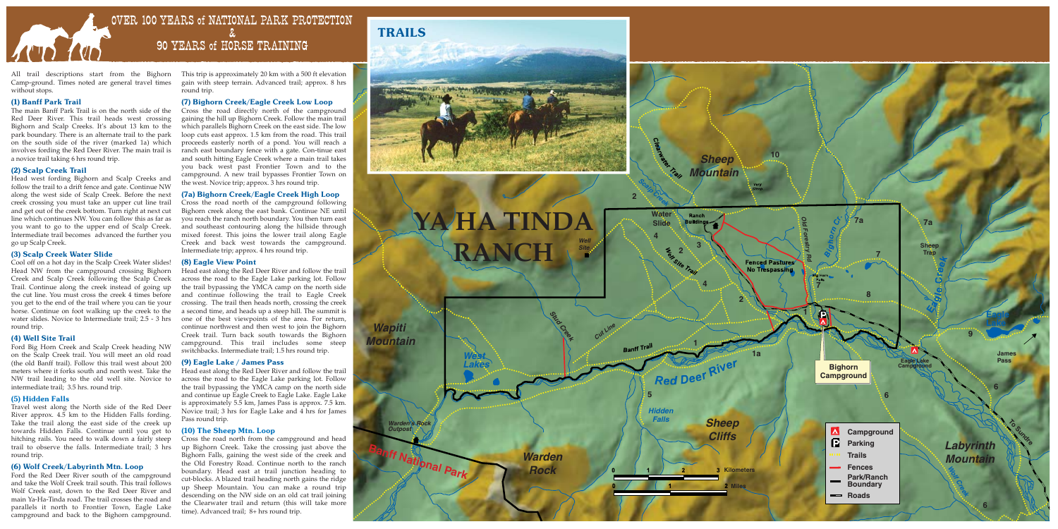# OVER 100 YEARS of NATIONAL PARK PROTECTION & 90 YEARS of HORSE TRAINING

All trail descriptions start from the Bighorn Camp-ground. Times noted are general travel times without stops.

### (1) Banff Park Trail

The main Banff Park Trail is on the north side of the Red Deer River. This trail heads west crossing Bighorn and Scalp Creeks. It's about 13 km to the park boundary. There is an alternate trail to the park on the south side of the river (marked 1a) which involves fording the Red Deer River. The main trail is a novice trail taking 6 hrs round trip.

### (2) Scalp Creek Trail

Head west fording Bighorn and Scalp Creeks and follow the trail to a drift fence and gate. Continue NW along the west side of Scalp Creek. Before the next creek crossing you must take an upper cut line trail and get out of the creek bottom. Turn right at next cut line which continues NW. You can follow this as far as you want to go to the upper end of Scalp Creek. Intermediate trail becomes advanced the further you go up Scalp Creek.

### (3) Scalp Creek Water Slide

Cool off on a hot day in the Scalp Creek Water slides! Head NW from the campground crossing Bighorn Creek and Scalp Creek following the Scalp Creek Trail. Continue along the creek instead of going up the cut line. You must cross the creek 4 times before you get to the end of the trail where you can tie your horse. Continue on foot walking up the creek to the water slides. Novice to Intermediate trail; 2.5 - 3 hrs round trip.

### (4) Well Site Trail

Ford Big Horn Creek and Scalp Creek heading NW on the Scalp Creek trail. You will meet an old road (the old Banff trail). Follow this trail west about 200 meters where it forks south and north west. Take the NW trail leading to the old well site. Novice to intermediate trail; 3.5 hrs. round trip.

### (5) Hidden Falls

Travel west along the North side of the Red Deer River approx. 4.5 km to the Hidden Falls fording. Take the trail along the east side of the creek up towards Hidden Falls. Continue until you get to hitching rails. You need to walk down a fairly steep trail to observe the falls. Intermediate trail; 3 hrs round trip.

### (6) Wolf Creek/Labyrinth Mtn. Loop

Ford the Red Deer River south of the campground and take the Wolf Creek trail south. This trail follows Wolf Creek east, down to the Red Deer River and main Ya-Ha-Tinda road. The trail crosses the road and parallels it north to Frontier Town, Eagle Lake campground and back to the Bighorn campground. This trip is approximately 20 km with a 500 ft elevation gain with steep terrain. Advanced trail; approx. 8 hrs round trip.

### (7) Bighorn Creek/Eagle Creek Low Loop

Cross the road directly north of the campground gaining the hill up Bighorn Creek. Follow the main trail which parallels Bighorn Creek on the east side. The low loop cuts east approx. 1.5 km from the road. This trail proceeds easterly north of a pond. You will reach a ranch east boundary fence with a gate. Con-tinue east and south hitting Eagle Creek where a main trail takes you back west past Frontier Town and to the campground. A new trail bypasses Frontier Town on the west. Novice trip; approx. 3 hrs round trip.

### (7a) Bighorn Creek/Eagle Creek High Loop

Cross the road north of the campground following Bighorn creek along the east bank. Continue NE until you reach the ranch north boundary. You then turn east and southeast contouring along the hillside through mixed forest. This joins the lower trail along Eagle Creek and back west towards the campground. Intermediate trip; approx. 4 hrs round trip.

### (8) Eagle View Point

Head east along the Red Deer River and follow the trail across the road to the Eagle Lake parking lot. Follow the trail bypassing the YMCA camp on the north side and continue following the trail to Eagle Creek crossing. The trail then heads north, crossing the creek a second time, and heads up a steep hill. The summit is one of the best viewpoints of the area. For return, continue northwest and then west to join the Bighorn Creek trail. Turn back south towards the Bighorn campground. This trail includes some steep switchbacks. Intermediate trail; 1.5 hrs round trip.

### (9) Eagle Lake / James Pass

Head east along the Red Deer River and follow the trail across the road to the Eagle Lake parking lot. Follow the trail bypassing the YMCA camp on the north side and continue up Eagle Creek to Eagle Lake. Eagle Lake is approximately 5.5 km, James Pass is approx. 7.5 km. Novice trail; 3 hrs for Eagle Lake and 4 hrs for James Pass round trip.

### (10) The Sheep Mtn. Loop

Cross the road north from the campground and head up Bighorn Creek. Take the crossing just above the Bighorn Falls, gaining the west side of the creek and the Old Forestry Road. Continue north to the ranch boundary. Head east at trail junction heading to cut-blocks. A blazed trail heading north gains the ridge up Sheep Mountain. You can make a round trip descending on the NW side on an old cat trail joining the Clearwater trail and return (this will take more time). Advanced trail; 8+ hrs round trip.

## TRAILS

YA HA TINDA RANCH

Sheep Mountain
Clearwater Trail
Scalp Creek
Very Steep
Water Slide
Ranch Buildings
Old Forestry Rd
Bighorn Cr.
Well Site
Well Site Trail
Fenced Pastures No Trespassing
Bighorn Falls
Sheep Trap
Eagle Creek
Eagle Lake
James Pass
Eagle Lake Campground
Wapiti Mountain
Stud Creek
Cut Line
Banff Trail
West Lakes
Red Deer River
Bighorn Campground
Hidden Falls
Sheep Cliffs
Warden's Rock Outpost
Banff National Park
Warden Rock
To Sundre
Labyrinth Mountain
Wolf Creek

0 1 2 3 Kilometers
0 1 2 Miles

Campground
Parking
Trails
Fences
Park/Ranch Boundary
Roads